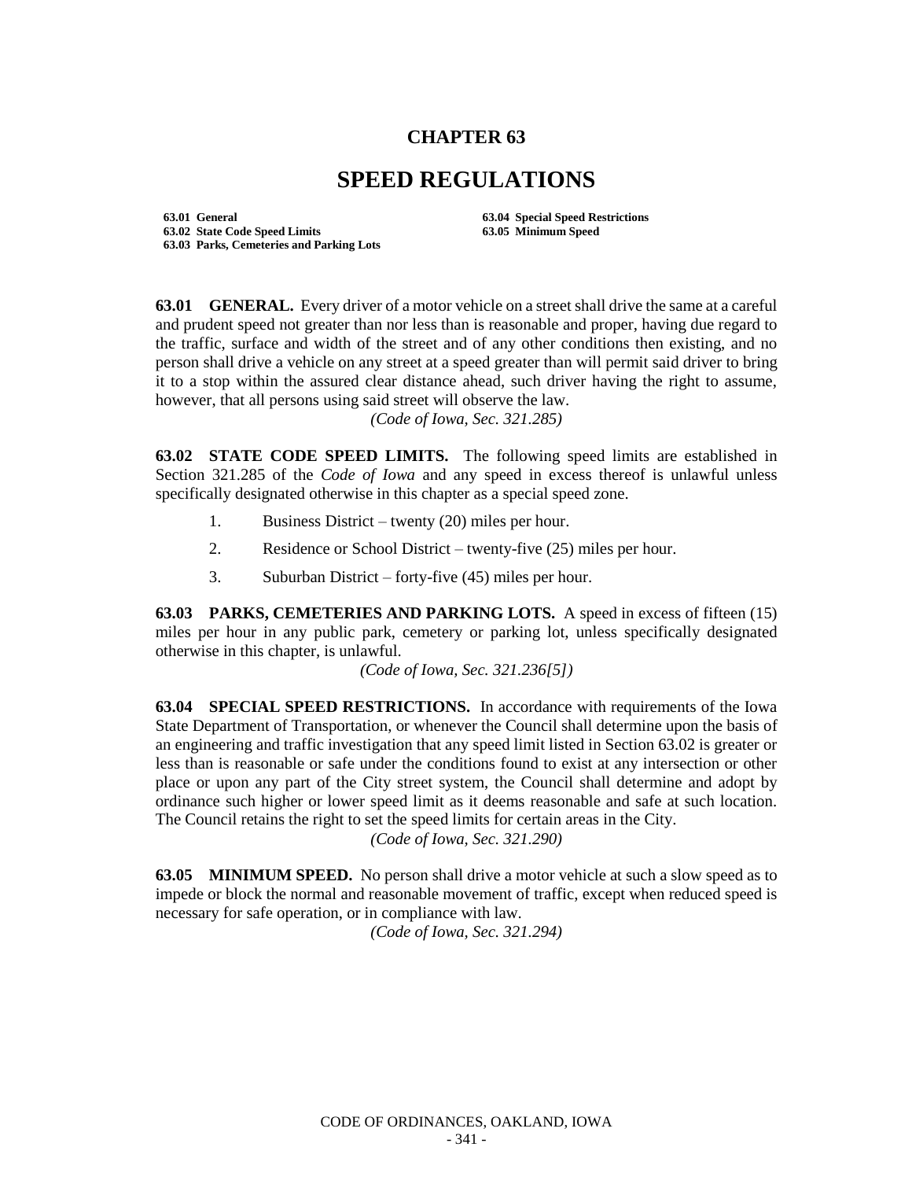# CHAPTER 63

# SPEED REGULATIONS

**63.01 General**
**63.02 State Code Speed Limits**
**63.03 Parks, Cemeteries and Parking Lots**
**63.04 Special Speed Restrictions**
**63.05 Minimum Speed**

**63.01 GENERAL.** Every driver of a motor vehicle on a street shall drive the same at a careful and prudent speed not greater than nor less than is reasonable and proper, having due regard to the traffic, surface and width of the street and of any other conditions then existing, and no person shall drive a vehicle on any street at a speed greater than will permit said driver to bring it to a stop within the assured clear distance ahead, such driver having the right to assume, however, that all persons using said street will observe the law.

*(Code of Iowa, Sec. 321.285)*

**63.02 STATE CODE SPEED LIMITS.** The following speed limits are established in Section 321.285 of the *Code of Iowa* and any speed in excess thereof is unlawful unless specifically designated otherwise in this chapter as a special speed zone.

1. Business District – twenty (20) miles per hour.
2. Residence or School District – twenty-five (25) miles per hour.
3. Suburban District – forty-five (45) miles per hour.

**63.03 PARKS, CEMETERIES AND PARKING LOTS.** A speed in excess of fifteen (15) miles per hour in any public park, cemetery or parking lot, unless specifically designated otherwise in this chapter, is unlawful.

*(Code of Iowa, Sec. 321.236[5])*

**63.04 SPECIAL SPEED RESTRICTIONS.** In accordance with requirements of the Iowa State Department of Transportation, or whenever the Council shall determine upon the basis of an engineering and traffic investigation that any speed limit listed in Section 63.02 is greater or less than is reasonable or safe under the conditions found to exist at any intersection or other place or upon any part of the City street system, the Council shall determine and adopt by ordinance such higher or lower speed limit as it deems reasonable and safe at such location. The Council retains the right to set the speed limits for certain areas in the City.

*(Code of Iowa, Sec. 321.290)*

**63.05 MINIMUM SPEED.** No person shall drive a motor vehicle at such a slow speed as to impede or block the normal and reasonable movement of traffic, except when reduced speed is necessary for safe operation, or in compliance with law.

*(Code of Iowa, Sec. 321.294)*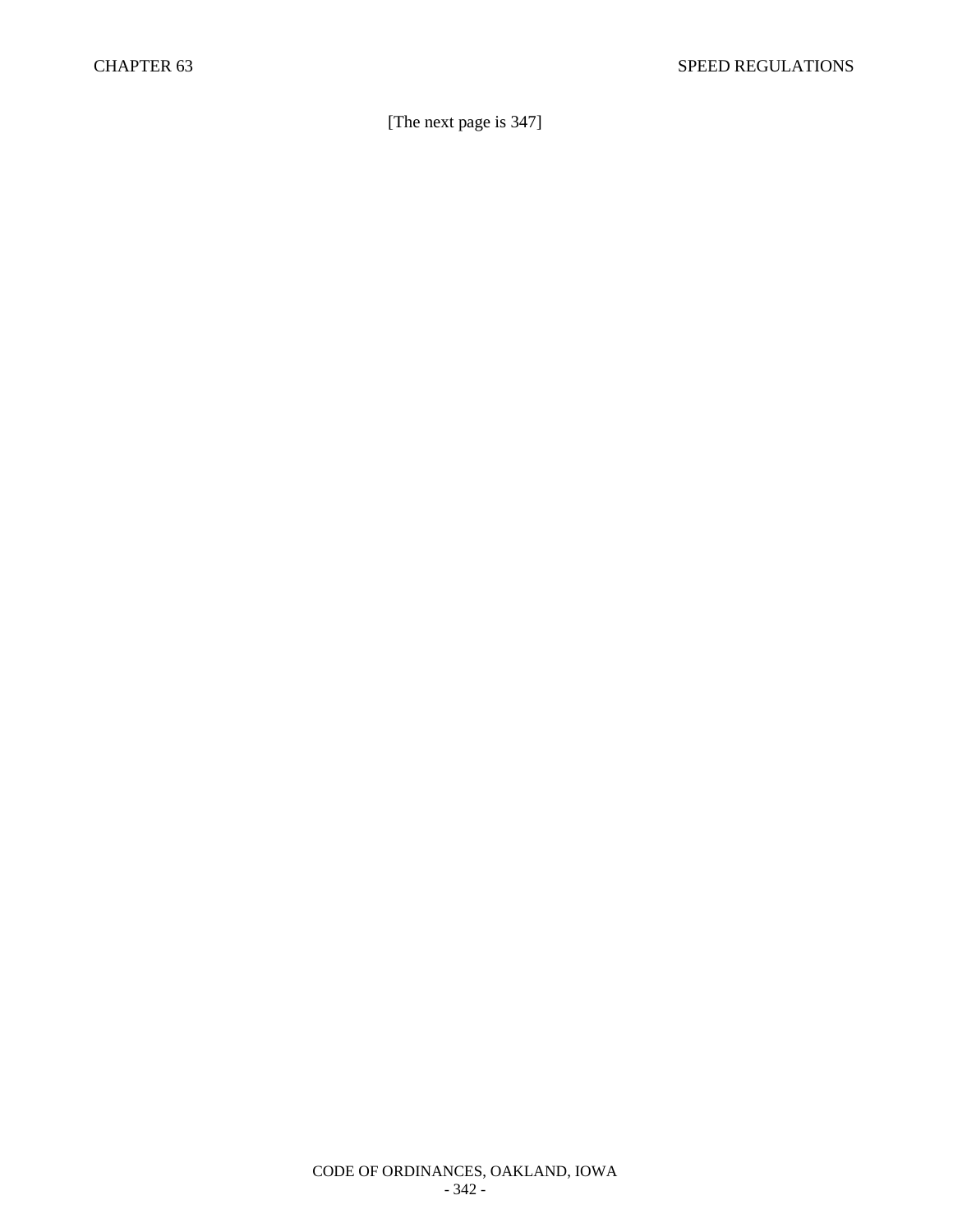[The next page is 347]